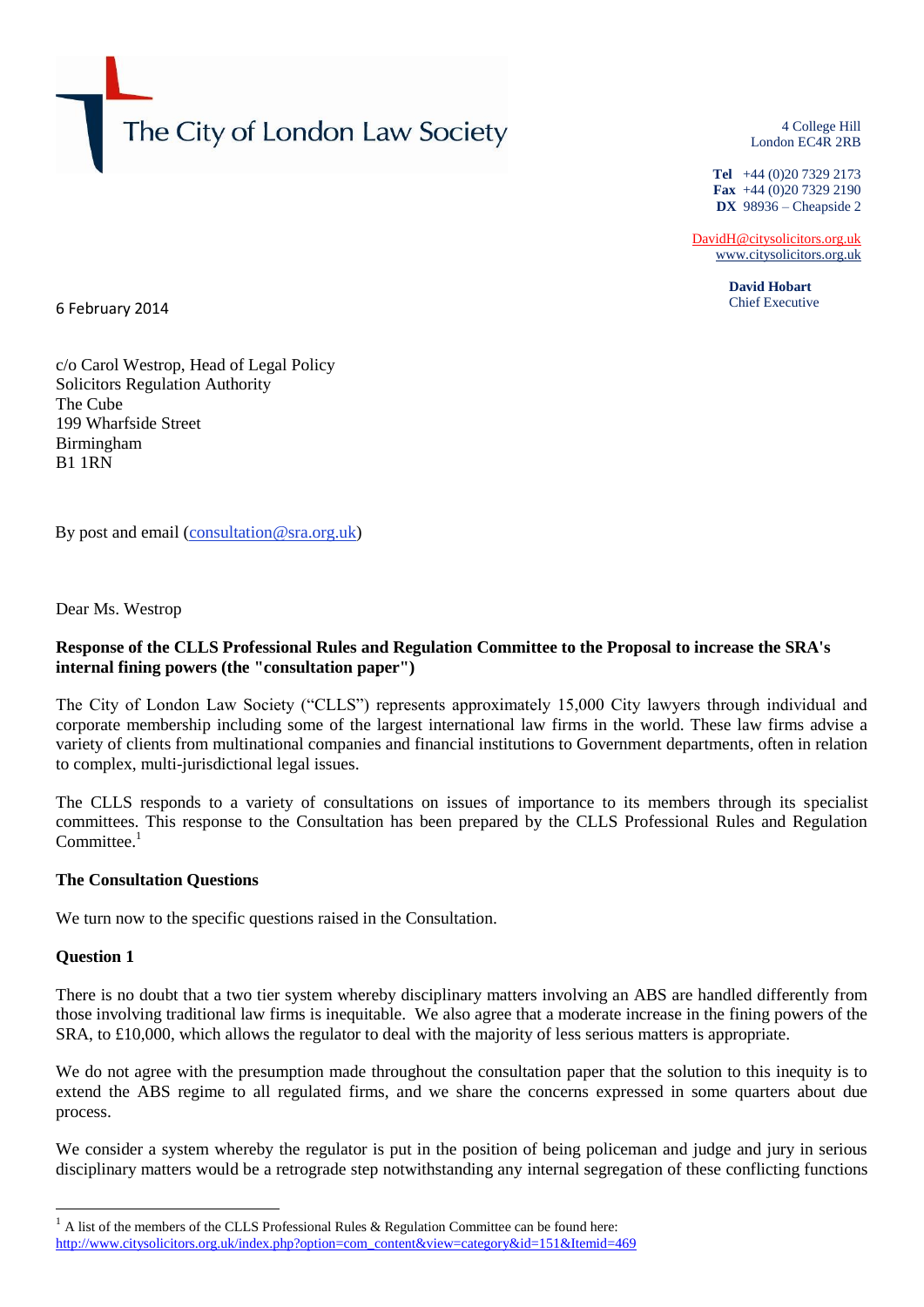The City of London Law Society

4 College Hill
London EC4R 2RB

**Tel** +44 (0)20 7329 2173
**Fax** +44 (0)20 7329 2190
**DX** 98936 – Cheapside 2

DavidH@citysolicitors.org.uk
www.citysolicitors.org.uk

**David Hobart**
Chief Executive

6 February 2014

c/o Carol Westrop, Head of Legal Policy
Solicitors Regulation Authority
The Cube
199 Wharfside Street
Birmingham
B1 1RN

By post and email (consultation@sra.org.uk)

Dear Ms. Westrop

**Response of the CLLS Professional Rules and Regulation Committee to the Proposal to increase the SRA's internal fining powers (the "consultation paper")**

The City of London Law Society ("CLLS") represents approximately 15,000 City lawyers through individual and corporate membership including some of the largest international law firms in the world. These law firms advise a variety of clients from multinational companies and financial institutions to Government departments, often in relation to complex, multi-jurisdictional legal issues.

The CLLS responds to a variety of consultations on issues of importance to its members through its specialist committees. This response to the Consultation has been prepared by the CLLS Professional Rules and Regulation Committee.[1]

**The Consultation Questions**

We turn now to the specific questions raised in the Consultation.

**Question 1**

There is no doubt that a two tier system whereby disciplinary matters involving an ABS are handled differently from those involving traditional law firms is inequitable. We also agree that a moderate increase in the fining powers of the SRA, to £10,000, which allows the regulator to deal with the majority of less serious matters is appropriate.

We do not agree with the presumption made throughout the consultation paper that the solution to this inequity is to extend the ABS regime to all regulated firms, and we share the concerns expressed in some quarters about due process.

We consider a system whereby the regulator is put in the position of being policeman and judge and jury in serious disciplinary matters would be a retrograde step notwithstanding any internal segregation of these conflicting functions

[1] A list of the members of the CLLS Professional Rules & Regulation Committee can be found here: http://www.citysolicitors.org.uk/index.php?option=com_content&view=category&id=151&Itemid=469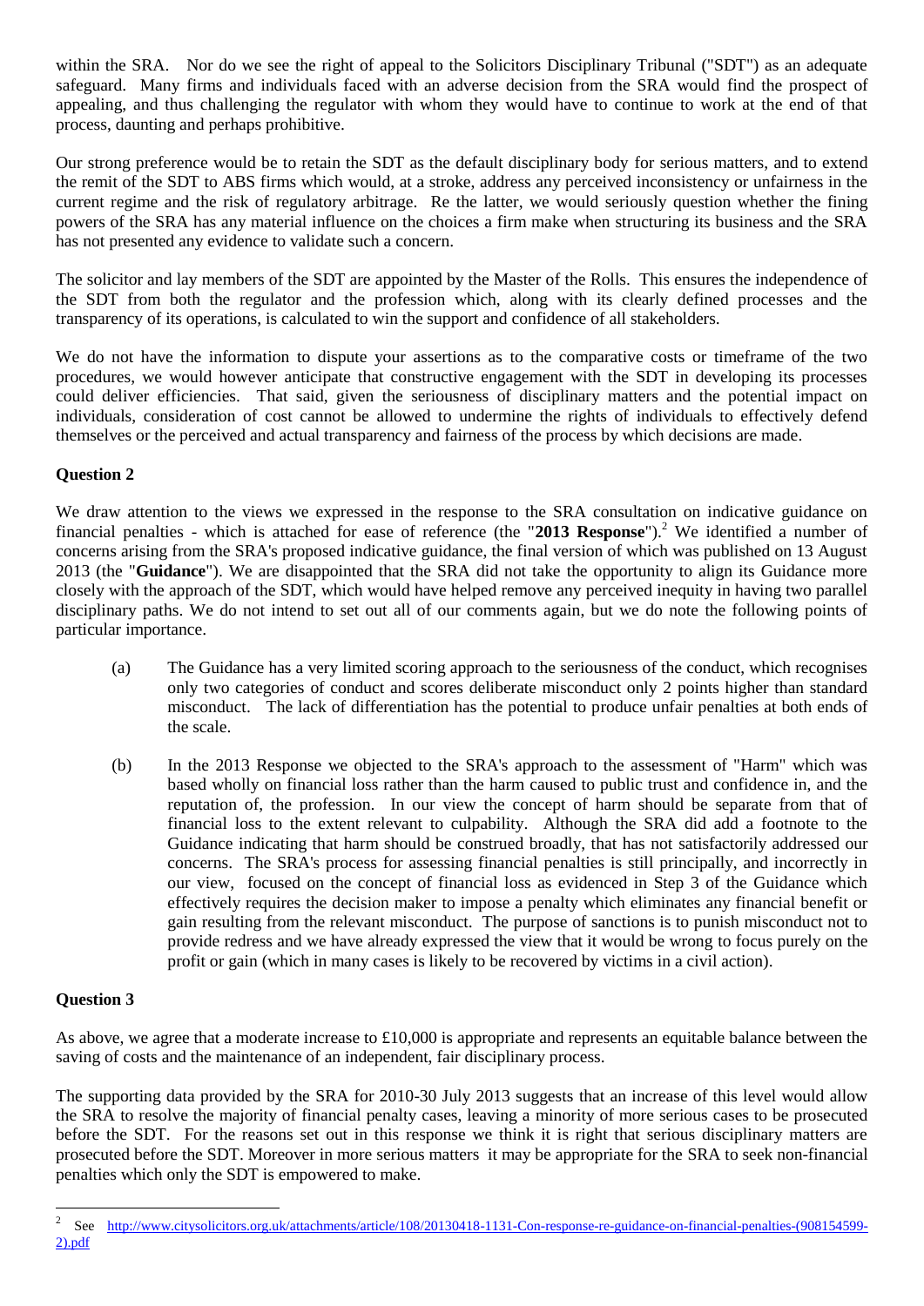within the SRA. Nor do we see the right of appeal to the Solicitors Disciplinary Tribunal ("SDT") as an adequate safeguard. Many firms and individuals faced with an adverse decision from the SRA would find the prospect of appealing, and thus challenging the regulator with whom they would have to continue to work at the end of that process, daunting and perhaps prohibitive.

Our strong preference would be to retain the SDT as the default disciplinary body for serious matters, and to extend the remit of the SDT to ABS firms which would, at a stroke, address any perceived inconsistency or unfairness in the current regime and the risk of regulatory arbitrage. Re the latter, we would seriously question whether the fining powers of the SRA has any material influence on the choices a firm make when structuring its business and the SRA has not presented any evidence to validate such a concern.

The solicitor and lay members of the SDT are appointed by the Master of the Rolls. This ensures the independence of the SDT from both the regulator and the profession which, along with its clearly defined processes and the transparency of its operations, is calculated to win the support and confidence of all stakeholders.

We do not have the information to dispute your assertions as to the comparative costs or timeframe of the two procedures, we would however anticipate that constructive engagement with the SDT in developing its processes could deliver efficiencies. That said, given the seriousness of disciplinary matters and the potential impact on individuals, consideration of cost cannot be allowed to undermine the rights of individuals to effectively defend themselves or the perceived and actual transparency and fairness of the process by which decisions are made.

**Question 2**

We draw attention to the views we expressed in the response to the SRA consultation on indicative guidance on financial penalties - which is attached for ease of reference (the "**2013 Response**").[2] We identified a number of concerns arising from the SRA's proposed indicative guidance, the final version of which was published on 13 August 2013 (the "**Guidance**"). We are disappointed that the SRA did not take the opportunity to align its Guidance more closely with the approach of the SDT, which would have helped remove any perceived inequity in having two parallel disciplinary paths. We do not intend to set out all of our comments again, but we do note the following points of particular importance.

(a) The Guidance has a very limited scoring approach to the seriousness of the conduct, which recognises only two categories of conduct and scores deliberate misconduct only 2 points higher than standard misconduct. The lack of differentiation has the potential to produce unfair penalties at both ends of the scale.

(b) In the 2013 Response we objected to the SRA's approach to the assessment of "Harm" which was based wholly on financial loss rather than the harm caused to public trust and confidence in, and the reputation of, the profession. In our view the concept of harm should be separate from that of financial loss to the extent relevant to culpability. Although the SRA did add a footnote to the Guidance indicating that harm should be construed broadly, that has not satisfactorily addressed our concerns. The SRA's process for assessing financial penalties is still principally, and incorrectly in our view, focused on the concept of financial loss as evidenced in Step 3 of the Guidance which effectively requires the decision maker to impose a penalty which eliminates any financial benefit or gain resulting from the relevant misconduct. The purpose of sanctions is to punish misconduct not to provide redress and we have already expressed the view that it would be wrong to focus purely on the profit or gain (which in many cases is likely to be recovered by victims in a civil action).

**Question 3**

As above, we agree that a moderate increase to £10,000 is appropriate and represents an equitable balance between the saving of costs and the maintenance of an independent, fair disciplinary process.

The supporting data provided by the SRA for 2010-30 July 2013 suggests that an increase of this level would allow the SRA to resolve the majority of financial penalty cases, leaving a minority of more serious cases to be prosecuted before the SDT. For the reasons set out in this response we think it is right that serious disciplinary matters are prosecuted before the SDT. Moreover in more serious matters it may be appropriate for the SRA to seek non-financial penalties which only the SDT is empowered to make.

---

[2] See http://www.citysolicitors.org.uk/attachments/article/108/20130418-1131-Con-response-re-guidance-on-financial-penalties-(908154599-2).pdf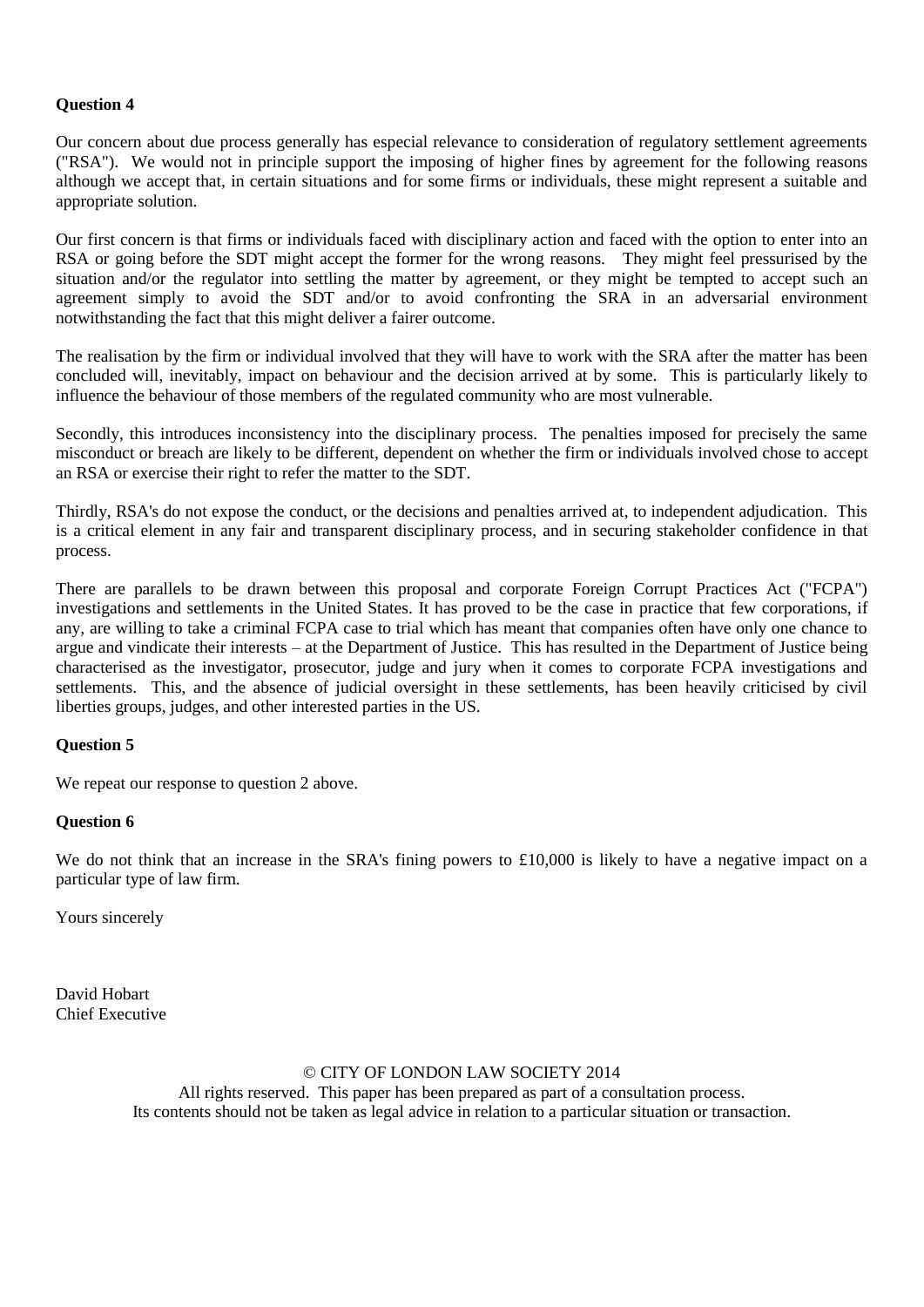**Question 4**

Our concern about due process generally has especial relevance to consideration of regulatory settlement agreements ("RSA"). We would not in principle support the imposing of higher fines by agreement for the following reasons although we accept that, in certain situations and for some firms or individuals, these might represent a suitable and appropriate solution.

Our first concern is that firms or individuals faced with disciplinary action and faced with the option to enter into an RSA or going before the SDT might accept the former for the wrong reasons. They might feel pressurised by the situation and/or the regulator into settling the matter by agreement, or they might be tempted to accept such an agreement simply to avoid the SDT and/or to avoid confronting the SRA in an adversarial environment notwithstanding the fact that this might deliver a fairer outcome.

The realisation by the firm or individual involved that they will have to work with the SRA after the matter has been concluded will, inevitably, impact on behaviour and the decision arrived at by some. This is particularly likely to influence the behaviour of those members of the regulated community who are most vulnerable.

Secondly, this introduces inconsistency into the disciplinary process. The penalties imposed for precisely the same misconduct or breach are likely to be different, dependent on whether the firm or individuals involved chose to accept an RSA or exercise their right to refer the matter to the SDT.

Thirdly, RSA's do not expose the conduct, or the decisions and penalties arrived at, to independent adjudication. This is a critical element in any fair and transparent disciplinary process, and in securing stakeholder confidence in that process.

There are parallels to be drawn between this proposal and corporate Foreign Corrupt Practices Act ("FCPA") investigations and settlements in the United States. It has proved to be the case in practice that few corporations, if any, are willing to take a criminal FCPA case to trial which has meant that companies often have only one chance to argue and vindicate their interests – at the Department of Justice. This has resulted in the Department of Justice being characterised as the investigator, prosecutor, judge and jury when it comes to corporate FCPA investigations and settlements. This, and the absence of judicial oversight in these settlements, has been heavily criticised by civil liberties groups, judges, and other interested parties in the US.

**Question 5**

We repeat our response to question 2 above.

**Question 6**

We do not think that an increase in the SRA's fining powers to £10,000 is likely to have a negative impact on a particular type of law firm.

Yours sincerely

David Hobart
Chief Executive

© CITY OF LONDON LAW SOCIETY 2014
All rights reserved. This paper has been prepared as part of a consultation process.
Its contents should not be taken as legal advice in relation to a particular situation or transaction.